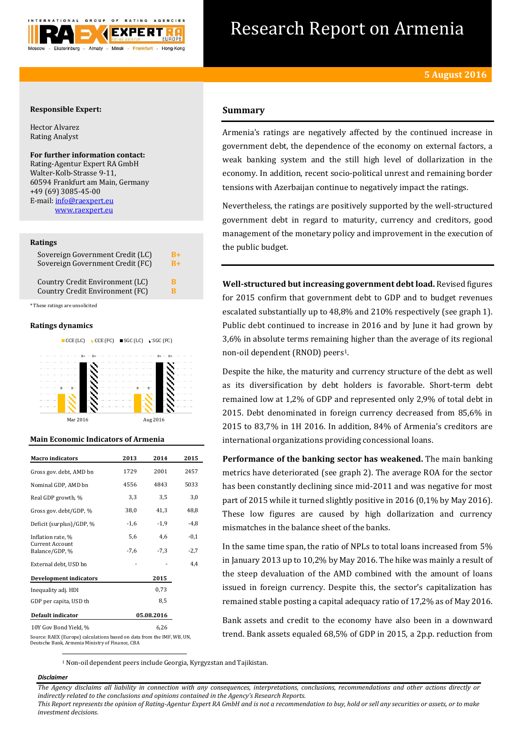# Research Report on Armenia

**5 August 2016**

**Responsible Expert:**

Hector Alvarez
Rating Analyst

**For further information contact:**
Rating-Agentur Expert RA GmbH
Walter-Kolb-Strasse 9-11,
60594 Frankfurt am Main, Germany
+49 (69) 3085-45-00
E-mail: info@raexpert.eu
www.raexpert.eu

**Ratings**

| | |
|---|---|
| Sovereign Government Credit (LC) | B+ |
| Sovereign Government Credit (FC) | B+ |
| Country Credit Environment (LC) | B |
| Country Credit Environment (FC) | B |

*These ratings are unsolicited

**Ratings dynamics**

| | CCE (LC) | CCE (FC) | SGC (LC) | SGC (FC) |
|---|---|---|---|---|
| Mar 2016 | B | B | B+ | B+ |
| Aug 2016 | B | B | B+ | B+ |

**Main Economic Indicators of Armenia**

| Macro indicators | 2013 | 2014 | 2015 |
|---|---|---|---|
| Gross gov. debt, AMD bn | 1729 | 2001 | 2457 |
| Nominal GDP, AMD bn | 4556 | 4843 | 5033 |
| Real GDP growth, % | 3,3 | 3,5 | 3,0 |
| Gross gov. debt/GDP, % | 38,0 | 41,3 | 48,8 |
| Deficit (surplus)/GDP, % | -1,6 | -1,9 | -4,8 |
| Inflation rate, % | 5,6 | 4,6 | -0,1 |
| Current Account Balance/GDP, % | -7,6 | -7,3 | -2,7 |
| External debt, USD bn | - | - | 4,4 |

| Development indicators | 2015 |
|---|---|
| Inequality adj. HDI | 0,73 |
| GDP per capita, USD th | 8,5 |

| Default indicator | 05.08.2016 |
|---|---|
| 10Y Gov Bond Yield, % | 6,26 |

Source: RAEX (Europe) calculations based on data from the IMF, WB, UN, Deutsche Bank, Armenia Ministry of Finance, CBA

## Summary

Armenia's ratings are negatively affected by the continued increase in government debt, the dependence of the economy on external factors, a weak banking system and the still high level of dollarization in the economy. In addition, recent socio-political unrest and remaining border tensions with Azerbaijan continue to negatively impact the ratings.

Nevertheless, the ratings are positively supported by the well-structured government debt in regard to maturity, currency and creditors, good management of the monetary policy and improvement in the execution of the public budget.

**Well-structured but increasing government debt load.** Revised figures for 2015 confirm that government debt to GDP and to budget revenues escalated substantially up to 48,8% and 210% respectively (see graph 1). Public debt continued to increase in 2016 and by June it had grown by 3,6% in absolute terms remaining higher than the average of its regional non-oil dependent (RNOD) peers[1].

Despite the hike, the maturity and currency structure of the debt as well as its diversification by debt holders is favorable. Short-term debt remained low at 1,2% of GDP and represented only 2,9% of total debt in 2015. Debt denominated in foreign currency decreased from 85,6% in 2015 to 83,7% in 1H 2016. In addition, 84% of Armenia's creditors are international organizations providing concessional loans.

**Performance of the banking sector has weakened.** The main banking metrics have deteriorated (see graph 2). The average ROA for the sector has been constantly declining since mid-2011 and was negative for most part of 2015 while it turned slightly positive in 2016 (0,1% by May 2016). These low figures are caused by high dollarization and currency mismatches in the balance sheet of the banks.

In the same time span, the ratio of NPLs to total loans increased from 5% in January 2013 up to 10,2% by May 2016. The hike was mainly a result of the steep devaluation of the AMD combined with the amount of loans issued in foreign currency. Despite this, the sector's capitalization has remained stable posting a capital adequacy ratio of 17,2% as of May 2016.

Bank assets and credit to the economy have also been in a downward trend. Bank assets equaled 68,5% of GDP in 2015, a 2p.p. reduction from

[1] Non-oil dependent peers include Georgia, Kyrgyzstan and Tajikistan.

***Disclaimer***

*The Agency disclaims all liability in connection with any consequences, interpretations, conclusions, recommendations and other actions directly or indirectly related to the conclusions and opinions contained in the Agency's Research Reports.*
*This Report represents the opinion of Rating-Agentur Expert RA GmbH and is not a recommendation to buy, hold or sell any securities or assets, or to make investment decisions.*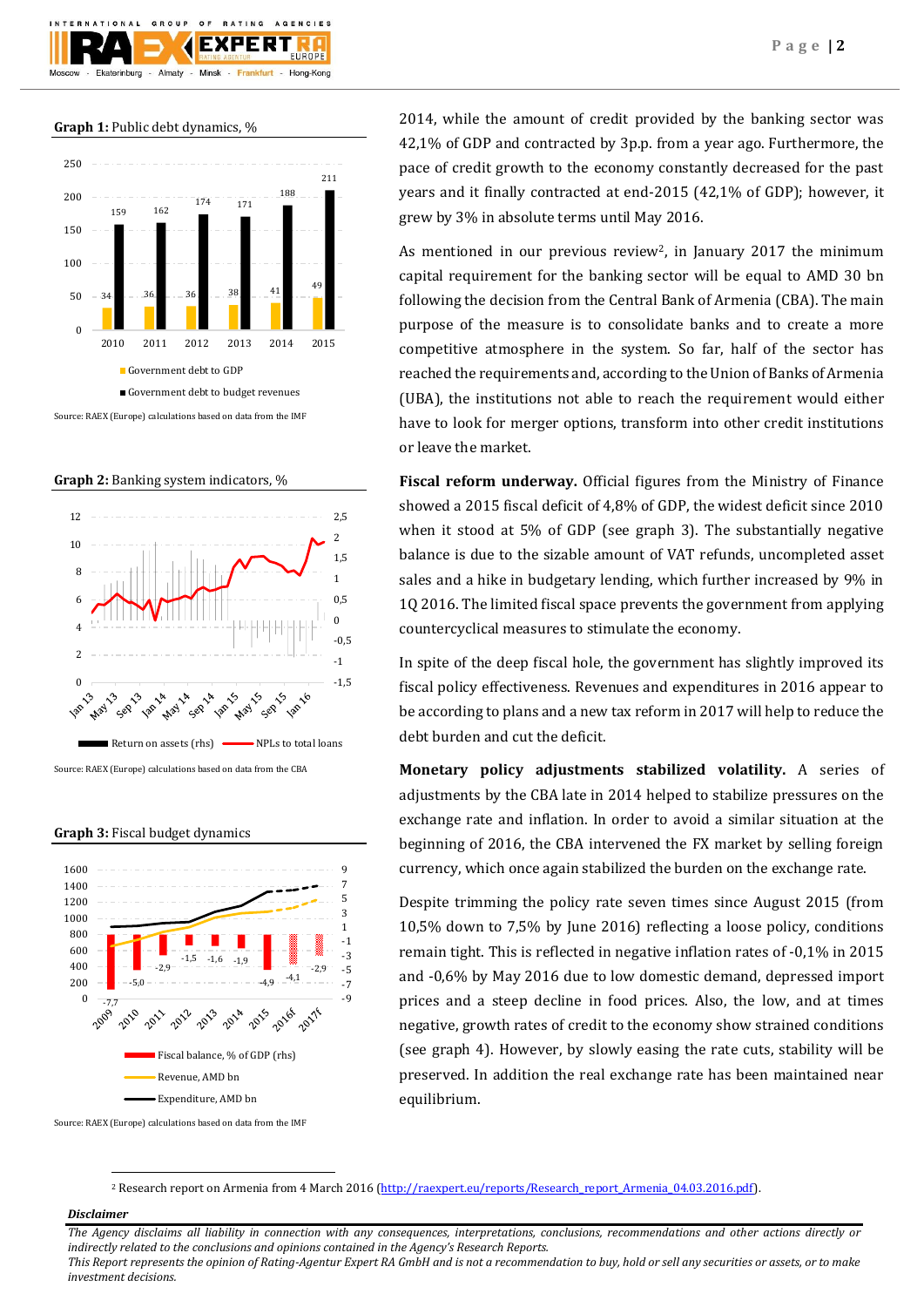**Graph 1:** Public debt dynamics, %

| | 2010 | 2011 | 2012 | 2013 | 2014 | 2015 |
|---|---|---|---|---|---|---|
| Government debt to GDP | 34 | 36 | 36 | 38 | 41 | 49 |
| Government debt to budget revenues | 159 | 162 | 174 | 171 | 188 | 211 |

Source: RAEX (Europe) calculations based on data from the IMF

**Graph 2:** Banking system indicators, %

Return on assets (rhs) / NPLs to total loans

Source: RAEX (Europe) calculations based on data from the CBA

**Graph 3:** Fiscal budget dynamics

| | 2009 | 2010 | 2011 | 2012 | 2013 | 2014 | 2015 | 2016f | 2017f |
|---|---|---|---|---|---|---|---|---|---|
| Fiscal balance, % of GDP (rhs) | -7,7 | -5,0 | -2,9 | -1,5 | -1,6 | -1,9 | -4,9 | -4,1 | -2,9 |

Revenue, AMD bn / Expenditure, AMD bn

Source: RAEX (Europe) calculations based on data from the IMF

2014, while the amount of credit provided by the banking sector was 42,1% of GDP and contracted by 3p.p. from a year ago. Furthermore, the pace of credit growth to the economy constantly decreased for the past years and it finally contracted at end-2015 (42,1% of GDP); however, it grew by 3% in absolute terms until May 2016.

As mentioned in our previous review[2], in January 2017 the minimum capital requirement for the banking sector will be equal to AMD 30 bn following the decision from the Central Bank of Armenia (CBA). The main purpose of the measure is to consolidate banks and to create a more competitive atmosphere in the system. So far, half of the sector has reached the requirements and, according to the Union of Banks of Armenia (UBA), the institutions not able to reach the requirement would either have to look for merger options, transform into other credit institutions or leave the market.

**Fiscal reform underway.** Official figures from the Ministry of Finance showed a 2015 fiscal deficit of 4,8% of GDP, the widest deficit since 2010 when it stood at 5% of GDP (see graph 3). The substantially negative balance is due to the sizable amount of VAT refunds, uncompleted asset sales and a hike in budgetary lending, which further increased by 9% in 1Q 2016. The limited fiscal space prevents the government from applying countercyclical measures to stimulate the economy.

In spite of the deep fiscal hole, the government has slightly improved its fiscal policy effectiveness. Revenues and expenditures in 2016 appear to be according to plans and a new tax reform in 2017 will help to reduce the debt burden and cut the deficit.

**Monetary policy adjustments stabilized volatility.** A series of adjustments by the CBA late in 2014 helped to stabilize pressures on the exchange rate and inflation. In order to avoid a similar situation at the beginning of 2016, the CBA intervened the FX market by selling foreign currency, which once again stabilized the burden on the exchange rate.

Despite trimming the policy rate seven times since August 2015 (from 10,5% down to 7,5% by June 2016) reflecting a loose policy, conditions remain tight. This is reflected in negative inflation rates of -0,1% in 2015 and -0,6% by May 2016 due to low domestic demand, depressed import prices and a steep decline in food prices. Also, the low, and at times negative, growth rates of credit to the economy show strained conditions (see graph 4). However, by slowly easing the rate cuts, stability will be preserved. In addition the real exchange rate has been maintained near equilibrium.

[2] Research report on Armenia from 4 March 2016 (http://raexpert.eu/reports/Research_report_Armenia_04.03.2016.pdf).

***Disclaimer***

*The Agency disclaims all liability in connection with any consequences, interpretations, conclusions, recommendations and other actions directly or indirectly related to the conclusions and opinions contained in the Agency's Research Reports.*
*This Report represents the opinion of Rating-Agentur Expert RA GmbH and is not a recommendation to buy, hold or sell any securities or assets, or to make investment decisions.*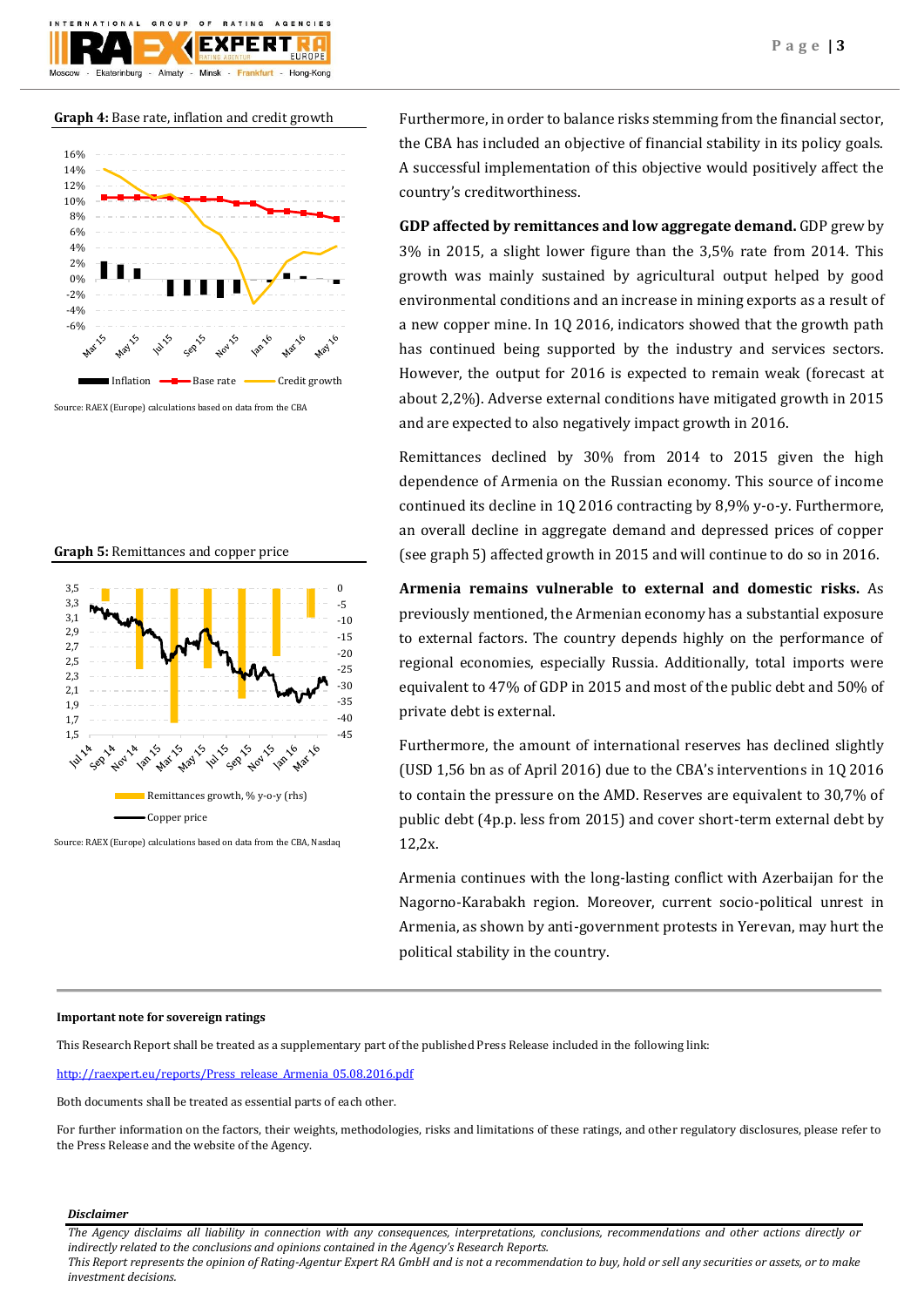**Graph 4:** Base rate, inflation and credit growth

16%
14%
12%
10%
8%
6%
4%
2%
0%
-2%
-4%
-6%

Mar 15, May 15, Jul 15, Sep 15, Nov 15, Jan 16, Mar 16, May 16

Inflation — Base rate — Credit growth

Source: RAEX (Europe) calculations based on data from the CBA

**Graph 5:** Remittances and copper price

3,5
3,3
3,1
2,9
2,7
2,5
2,3
2,1
1,9
1,7
1,5

0
-5
-10
-15
-20
-25
-30
-35
-40
-45

Jul 14, Sep 14, Nov 14, Jan 15, Mar 15, May 15, Jul 15, Sep 15, Nov 15, Jan 16, Mar 16

Remittances growth, % y-o-y (rhs)

Copper price

Source: RAEX (Europe) calculations based on data from the CBA, Nasdaq

Furthermore, in order to balance risks stemming from the financial sector, the CBA has included an objective of financial stability in its policy goals. A successful implementation of this objective would positively affect the country's creditworthiness.

**GDP affected by remittances and low aggregate demand.** GDP grew by 3% in 2015, a slight lower figure than the 3,5% rate from 2014. This growth was mainly sustained by agricultural output helped by good environmental conditions and an increase in mining exports as a result of a new copper mine. In 1Q 2016, indicators showed that the growth path has continued being supported by the industry and services sectors. However, the output for 2016 is expected to remain weak (forecast at about 2,2%). Adverse external conditions have mitigated growth in 2015 and are expected to also negatively impact growth in 2016.

Remittances declined by 30% from 2014 to 2015 given the high dependence of Armenia on the Russian economy. This source of income continued its decline in 1Q 2016 contracting by 8,9% y-o-y. Furthermore, an overall decline in aggregate demand and depressed prices of copper (see graph 5) affected growth in 2015 and will continue to do so in 2016.

**Armenia remains vulnerable to external and domestic risks.** As previously mentioned, the Armenian economy has a substantial exposure to external factors. The country depends highly on the performance of regional economies, especially Russia. Additionally, total imports were equivalent to 47% of GDP in 2015 and most of the public debt and 50% of private debt is external.

Furthermore, the amount of international reserves has declined slightly (USD 1,56 bn as of April 2016) due to the CBA's interventions in 1Q 2016 to contain the pressure on the AMD. Reserves are equivalent to 30,7% of public debt (4p.p. less from 2015) and cover short-term external debt by 12,2x.

Armenia continues with the long-lasting conflict with Azerbaijan for the Nagorno-Karabakh region. Moreover, current socio-political unrest in Armenia, as shown by anti-government protests in Yerevan, may hurt the political stability in the country.

**Important note for sovereign ratings**

This Research Report shall be treated as a supplementary part of the published Press Release included in the following link:

http://raexpert.eu/reports/Press_release_Armenia_05.08.2016.pdf

Both documents shall be treated as essential parts of each other.

For further information on the factors, their weights, methodologies, risks and limitations of these ratings, and other regulatory disclosures, please refer to the Press Release and the website of the Agency.

***Disclaimer***

*The Agency disclaims all liability in connection with any consequences, interpretations, conclusions, recommendations and other actions directly or indirectly related to the conclusions and opinions contained in the Agency's Research Reports.*
*This Report represents the opinion of Rating-Agentur Expert RA GmbH and is not a recommendation to buy, hold or sell any securities or assets, or to make investment decisions.*